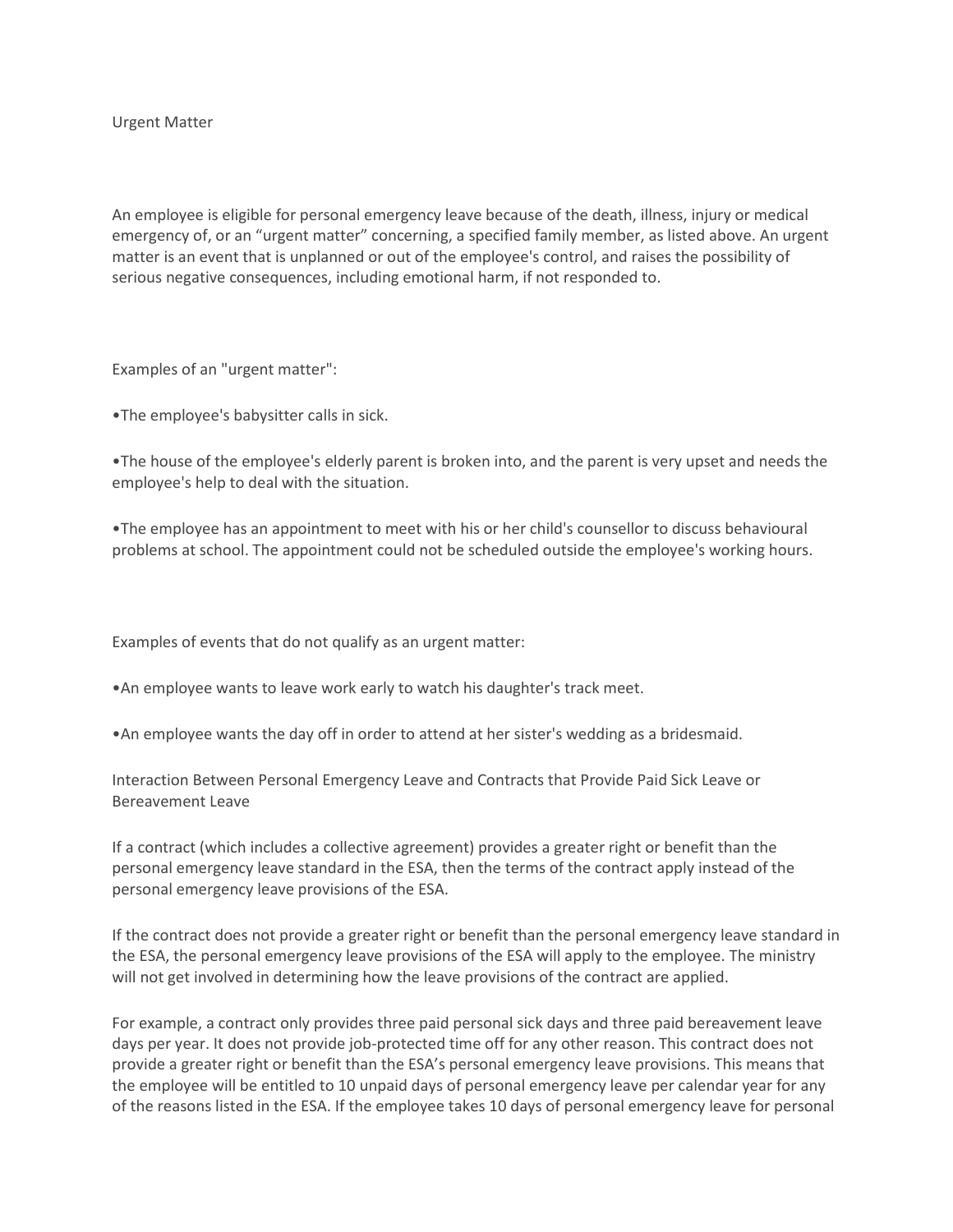Urgent Matter

An employee is eligible for personal emergency leave because of the death, illness, injury or medical emergency of, or an "urgent matter" concerning, a specified family member, as listed above. An urgent matter is an event that is unplanned or out of the employee's control, and raises the possibility of serious negative consequences, including emotional harm, if not responded to.

Examples of an "urgent matter":

•The employee's babysitter calls in sick.

•The house of the employee's elderly parent is broken into, and the parent is very upset and needs the employee's help to deal with the situation.

•The employee has an appointment to meet with his or her child's counsellor to discuss behavioural problems at school. The appointment could not be scheduled outside the employee's working hours.

Examples of events that do not qualify as an urgent matter:

•An employee wants to leave work early to watch his daughter's track meet.

•An employee wants the day off in order to attend at her sister's wedding as a bridesmaid.

Interaction Between Personal Emergency Leave and Contracts that Provide Paid Sick Leave or Bereavement Leave

If a contract (which includes a collective agreement) provides a greater right or benefit than the personal emergency leave standard in the ESA, then the terms of the contract apply instead of the personal emergency leave provisions of the ESA.

If the contract does not provide a greater right or benefit than the personal emergency leave standard in the ESA, the personal emergency leave provisions of the ESA will apply to the employee. The ministry will not get involved in determining how the leave provisions of the contract are applied.

For example, a contract only provides three paid personal sick days and three paid bereavement leave days per year. It does not provide job-protected time off for any other reason. This contract does not provide a greater right or benefit than the ESA's personal emergency leave provisions. This means that the employee will be entitled to 10 unpaid days of personal emergency leave per calendar year for any of the reasons listed in the ESA. If the employee takes 10 days of personal emergency leave for personal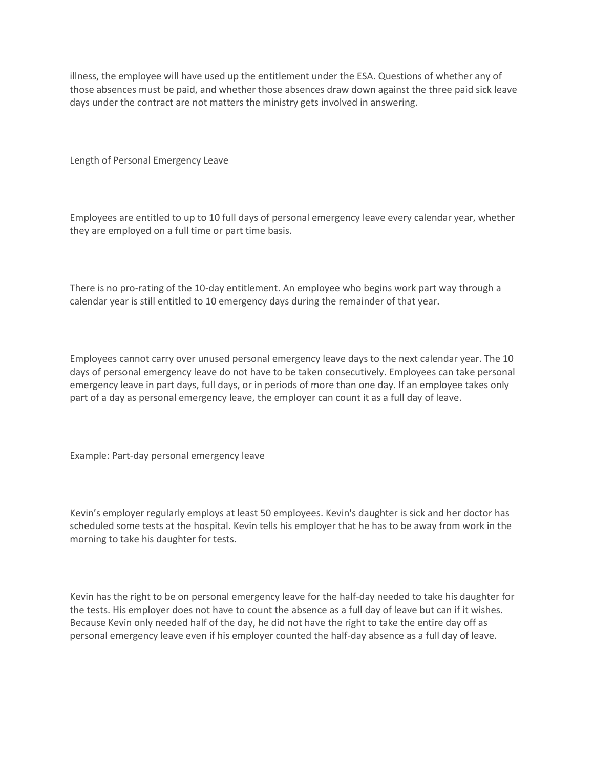illness, the employee will have used up the entitlement under the ESA. Questions of whether any of those absences must be paid, and whether those absences draw down against the three paid sick leave days under the contract are not matters the ministry gets involved in answering.

## Length of Personal Emergency Leave

Employees are entitled to up to 10 full days of personal emergency leave every calendar year, whether they are employed on a full time or part time basis.

There is no pro-rating of the 10-day entitlement. An employee who begins work part way through a calendar year is still entitled to 10 emergency days during the remainder of that year.

Employees cannot carry over unused personal emergency leave days to the next calendar year. The 10 days of personal emergency leave do not have to be taken consecutively. Employees can take personal emergency leave in part days, full days, or in periods of more than one day. If an employee takes only part of a day as personal emergency leave, the employer can count it as a full day of leave.

### Example: Part-day personal emergency leave

Kevin's employer regularly employs at least 50 employees. Kevin's daughter is sick and her doctor has scheduled some tests at the hospital. Kevin tells his employer that he has to be away from work in the morning to take his daughter for tests.

Kevin has the right to be on personal emergency leave for the half-day needed to take his daughter for the tests. His employer does not have to count the absence as a full day of leave but can if it wishes. Because Kevin only needed half of the day, he did not have the right to take the entire day off as personal emergency leave even if his employer counted the half-day absence as a full day of leave.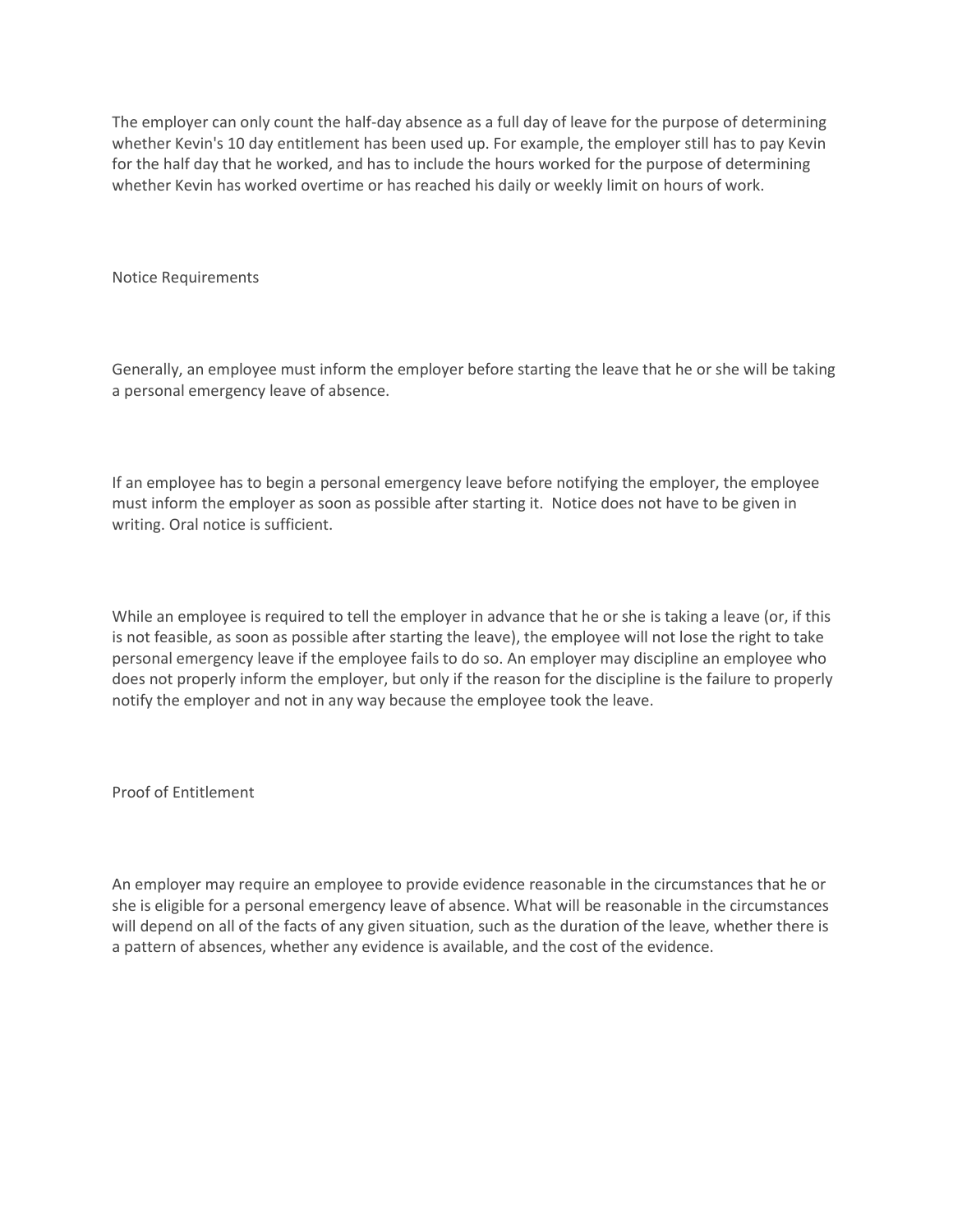The employer can only count the half-day absence as a full day of leave for the purpose of determining whether Kevin's 10 day entitlement has been used up. For example, the employer still has to pay Kevin for the half day that he worked, and has to include the hours worked for the purpose of determining whether Kevin has worked overtime or has reached his daily or weekly limit on hours of work.

## Notice Requirements

Generally, an employee must inform the employer before starting the leave that he or she will be taking a personal emergency leave of absence.

If an employee has to begin a personal emergency leave before notifying the employer, the employee must inform the employer as soon as possible after starting it. Notice does not have to be given in writing. Oral notice is sufficient.

While an employee is required to tell the employer in advance that he or she is taking a leave (or, if this is not feasible, as soon as possible after starting the leave), the employee will not lose the right to take personal emergency leave if the employee fails to do so. An employer may discipline an employee who does not properly inform the employer, but only if the reason for the discipline is the failure to properly notify the employer and not in any way because the employee took the leave.

## Proof of Entitlement

An employer may require an employee to provide evidence reasonable in the circumstances that he or she is eligible for a personal emergency leave of absence. What will be reasonable in the circumstances will depend on all of the facts of any given situation, such as the duration of the leave, whether there is a pattern of absences, whether any evidence is available, and the cost of the evidence.